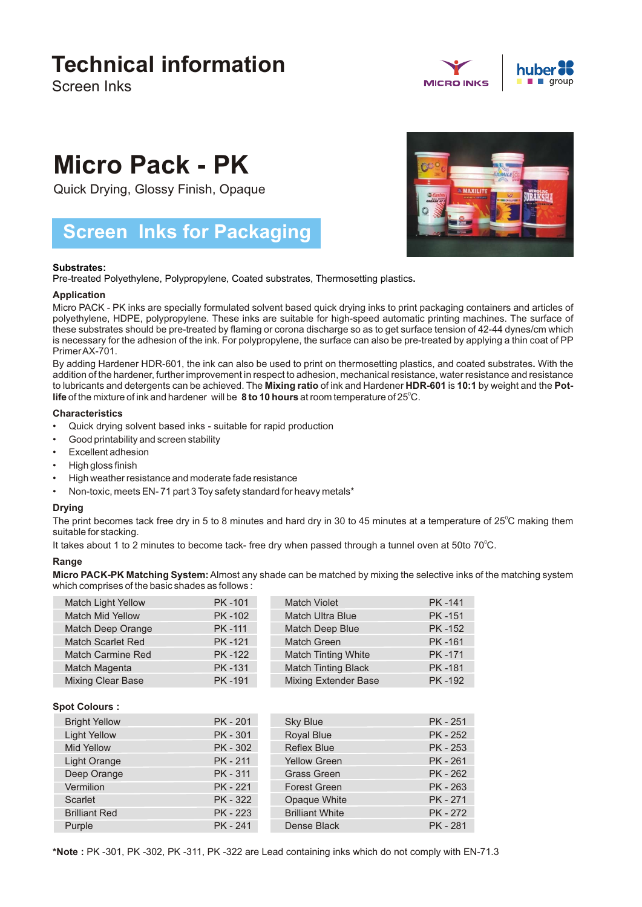# Technical information

Screen Inks

# Micro Pack - PK

Quick Drying, Glossy Finish, Opaque

## Screen Inks for Packaging

### Substrates:

Pre-treated Polyethylene, Polypropylene, Coated substrates, Thermosetting plastics.

### Application

Micro PACK - PK inks are specially formulated solvent based quick drying inks to print packaging containers and articles of polyethylene, HDPE, polypropylene. These inks are suitable for high-speed automatic printing machines. The surface of these substrates should be pre-treated by flaming or corona discharge so as to get surface tension of 42-44 dynes/cm which is necessary for the adhesion of the ink. For polypropylene, the surface can also be pre-treated by applying a thin coat of PP Primer AX-701.

By adding Hardener HDR-601, the ink can also be used to print on thermosetting plastics, and coated substrates. With the addition of the hardener, further improvement in respect to adhesion, mechanical resistance, water resistance and resistance to lubricants and detergents can be achieved. The **Mixing ratio** of ink and Hardener **HDR-601** is **10:1** by weight and the **Pot-life** of the mixture of ink and hardener will be **8 to 10 hours** at room temperature of 25°C.

### Characteristics

- Quick drying solvent based inks - suitable for rapid production
- Good printability and screen stability
- Excellent adhesion
- High gloss finish
- High weather resistance and moderate fade resistance
- Non-toxic, meets EN- 71 part 3 Toy safety standard for heavy metals*

### Drying

The print becomes tack free dry in 5 to 8 minutes and hard dry in 30 to 45 minutes at a temperature of 25°C making them suitable for stacking.

It takes about 1 to 2 minutes to become tack- free dry when passed through a tunnel oven at 50to 70°C.

### Range

**Micro PACK-PK Matching System:** Almost any shade can be matched by mixing the selective inks of the matching system which comprises of the basic shades as follows :

| | | | |
|---|---|---|---|
| Match Light Yellow | PK -101 | Match Violet | PK -141 |
| Match Mid Yellow | PK -102 | Match Ultra Blue | PK -151 |
| Match Deep Orange | PK -111 | Match Deep Blue | PK -152 |
| Match Scarlet Red | PK -121 | Match Green | PK -161 |
| Match Carmine Red | PK -122 | Match Tinting White | PK -171 |
| Match Magenta | PK -131 | Match Tinting Black | PK -181 |
| Mixing Clear Base | PK -191 | Mixing Extender Base | PK -192 |

**Spot Colours :**

| | | | |
|---|---|---|---|
| Bright Yellow | PK - 201 | Sky Blue | PK - 251 |
| Light Yellow | PK - 301 | Royal Blue | PK - 252 |
| Mid Yellow | PK - 302 | Reflex Blue | PK - 253 |
| Light Orange | PK - 211 | Yellow Green | PK - 261 |
| Deep Orange | PK - 311 | Grass Green | PK - 262 |
| Vermilion | PK - 221 | Forest Green | PK - 263 |
| Scarlet | PK - 322 | Opaque White | PK - 271 |
| Brilliant Red | PK - 223 | Brilliant White | PK - 272 |
| Purple | PK - 241 | Dense Black | PK - 281 |

***Note :** PK -301, PK -302, PK -311, PK -322 are Lead containing inks which do not comply with EN-71.3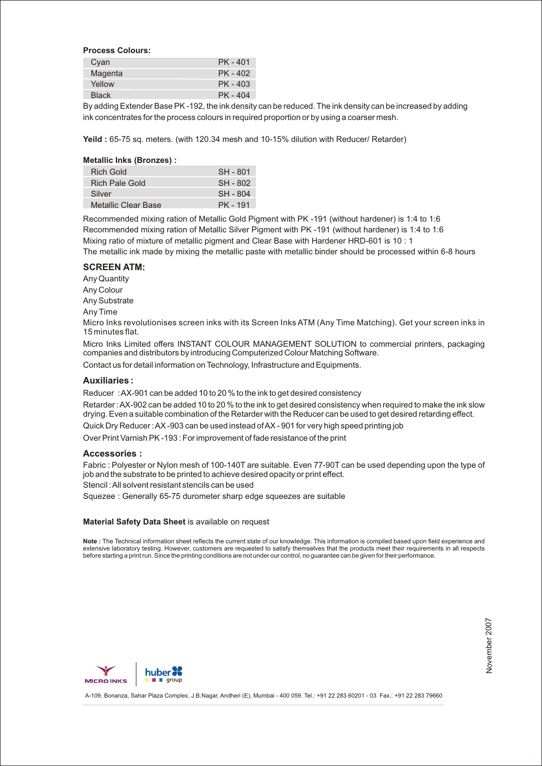**Process Colours:**

| | |
|---|---|
| Cyan | PK - 401 |
| Magenta | PK - 402 |
| Yellow | PK - 403 |
| Black | PK - 404 |

By adding Extender Base PK -192, the ink density can be reduced. The ink density can be increased by adding ink concentrates for the process colours in required proportion or by using a coarser mesh.

**Yeild :** 65-75 sq. meters. (with 120.34 mesh and 10-15% dilution with Reducer/ Retarder)

**Metallic Inks (Bronzes) :**

| | |
|---|---|
| Rich Gold | SH - 801 |
| Rich Pale Gold | SH - 802 |
| Silver | SH - 804 |
| Metallic Clear Base | PK - 191 |

Recommended mixing ration of Metallic Gold Pigment with PK -191 (without hardener) is 1:4 to 1:6

Recommended mixing ration of Metallic Silver Pigment with PK -191 (without hardener) is 1:4 to 1:6

Mixing ratio of mixture of metallic pigment and Clear Base with Hardener HRD-601 is 10 : 1

The metallic ink made by mixing the metallic paste with metallic binder should be processed within 6-8 hours

## SCREEN ATM:

Any Quantity

Any Colour

Any Substrate

Any Time

Micro Inks revolutionises screen inks with its Screen Inks ATM (Any Time Matching). Get your screen inks in 15 minutes flat.

Micro Inks Limited offers INSTANT COLOUR MANAGEMENT SOLUTION to commercial printers, packaging companies and distributors by introducing Computerized Colour Matching Software.

Contact us for detail information on Technology, Infrastructure and Equipments.

## Auxiliaries :

Reducer : AX-901 can be added 10 to 20 % to the ink to get desired consistency

Retarder : AX-902 can be added 10 to 20 % to the ink to get desired consistency when required to make the ink slow drying. Even a suitable combination of the Retarder with the Reducer can be used to get desired retarding effect.

Quick Dry Reducer : AX -903 can be used instead of AX - 901 for very high speed printing job

Over Print Varnish PK -193 : For improvement of fade resistance of the print

## Accessories :

Fabric : Polyester or Nylon mesh of 100-140T are suitable. Even 77-90T can be used depending upon the type of job and the substrate to be printed to achieve desired opacity or print effect.

Stencil : All solvent resistant stencils can be used

Squeezee : Generally 65-75 durometer sharp edge squeezes are suitable

**Material Safety Data Sheet** is available on request

**Note :** The Technical information sheet reflects the current state of our knowledge. This information is compiled based upon field experience and extensive laboratory testing. However, customers are requested to satisfy themselves that the products meet their requirements in all respects before starting a print run. Since the printing conditions are not under our control, no guarantee can be given for their performance.

November 2007

MICRO INKS huber group

A-109, Bonanza, Sahar Plaza Complex, J.B.Nagar, Andheri (E), Mumbai - 400 059. Tel.: +91 22 283 60201 - 03 Fax.: +91 22 283 79660